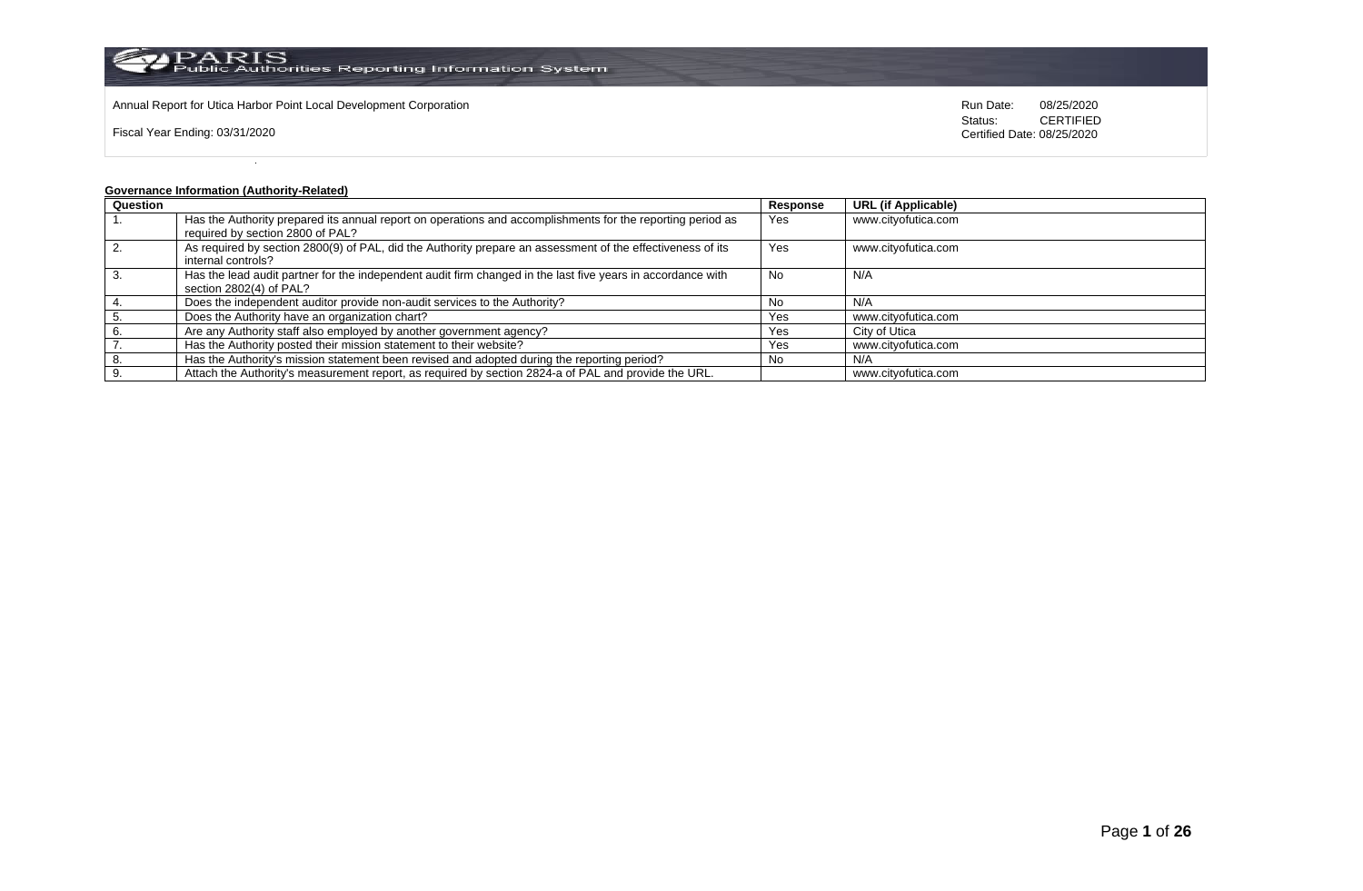Annual Report for Utica Harbor Point Local Development Corporation

Fiscal Year Ending: 03/31/2020

Run Date: 08/25/2020
Status: CERTIFIED
Certified Date: 08/25/2020

**Governance Information (Authority-Related)**

| Question | | Response | URL (if Applicable) |
|---|---|---|---|
| 1. | Has the Authority prepared its annual report on operations and accomplishments for the reporting period as required by section 2800 of PAL? | Yes | www.cityofutica.com |
| 2. | As required by section 2800(9) of PAL, did the Authority prepare an assessment of the effectiveness of its internal controls? | Yes | www.cityofutica.com |
| 3. | Has the lead audit partner for the independent audit firm changed in the last five years in accordance with section 2802(4) of PAL? | No | N/A |
| 4. | Does the independent auditor provide non-audit services to the Authority? | No | N/A |
| 5. | Does the Authority have an organization chart? | Yes | www.cityofutica.com |
| 6. | Are any Authority staff also employed by another government agency? | Yes | City of Utica |
| 7. | Has the Authority posted their mission statement to their website? | Yes | www.cityofutica.com |
| 8. | Has the Authority's mission statement been revised and adopted during the reporting period? | No | N/A |
| 9. | Attach the Authority's measurement report, as required by section 2824-a of PAL and provide the URL. | | www.cityofutica.com |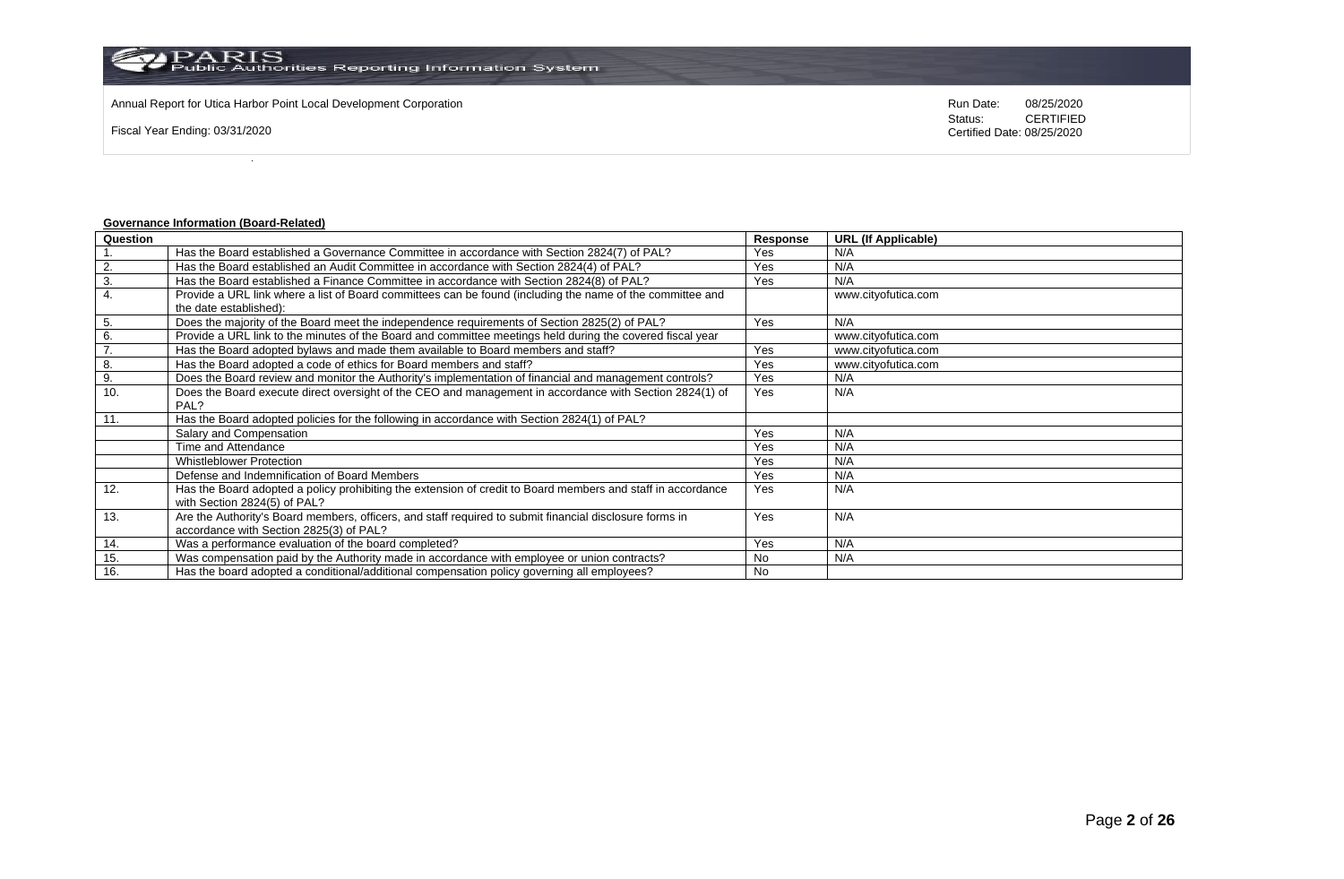Annual Report for Utica Harbor Point Local Development Corporation

Fiscal Year Ending: 03/31/2020

Run Date: 08/25/2020
Status: CERTIFIED
Certified Date: 08/25/2020

**Governance Information (Board-Related)**

| Question | | Response | URL (If Applicable) |
|---|---|---|---|
| 1. | Has the Board established a Governance Committee in accordance with Section 2824(7) of PAL? | Yes | N/A |
| 2. | Has the Board established an Audit Committee in accordance with Section 2824(4) of PAL? | Yes | N/A |
| 3. | Has the Board established a Finance Committee in accordance with Section 2824(8) of PAL? | Yes | N/A |
| 4. | Provide a URL link where a list of Board committees can be found (including the name of the committee and the date established): | | www.cityofutica.com |
| 5. | Does the majority of the Board meet the independence requirements of Section 2825(2) of PAL? | Yes | N/A |
| 6. | Provide a URL link to the minutes of the Board and committee meetings held during the covered fiscal year | | www.cityofutica.com |
| 7. | Has the Board adopted bylaws and made them available to Board members and staff? | Yes | www.cityofutica.com |
| 8. | Has the Board adopted a code of ethics for Board members and staff? | Yes | www.cityofutica.com |
| 9. | Does the Board review and monitor the Authority's implementation of financial and management controls? | Yes | N/A |
| 10. | Does the Board execute direct oversight of the CEO and management in accordance with Section 2824(1) of PAL? | Yes | N/A |
| 11. | Has the Board adopted policies for the following in accordance with Section 2824(1) of PAL? | | |
| | Salary and Compensation | Yes | N/A |
| | Time and Attendance | Yes | N/A |
| | Whistleblower Protection | Yes | N/A |
| | Defense and Indemnification of Board Members | Yes | N/A |
| 12. | Has the Board adopted a policy prohibiting the extension of credit to Board members and staff in accordance with Section 2824(5) of PAL? | Yes | N/A |
| 13. | Are the Authority's Board members, officers, and staff required to submit financial disclosure forms in accordance with Section 2825(3) of PAL? | Yes | N/A |
| 14. | Was a performance evaluation of the board completed? | Yes | N/A |
| 15. | Was compensation paid by the Authority made in accordance with employee or union contracts? | No | N/A |
| 16. | Has the board adopted a conditional/additional compensation policy governing all employees? | No | |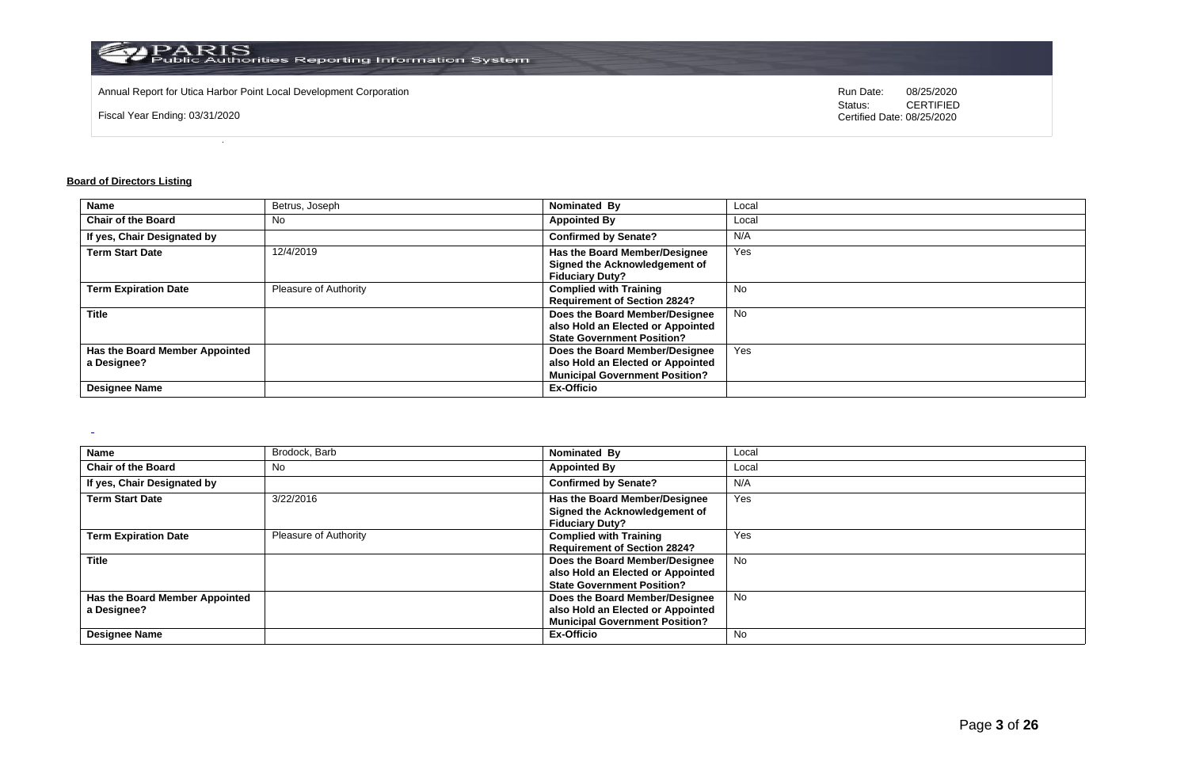Annual Report for Utica Harbor Point Local Development Corporation

Fiscal Year Ending: 03/31/2020

Run Date: 08/25/2020
Status: CERTIFIED
Certified Date: 08/25/2020

**Board of Directors Listing**

| Name | Betrus, Joseph | Nominated By | Local |
|---|---|---|---|
| Chair of the Board | No | Appointed By | Local |
| If yes, Chair Designated by | | Confirmed by Senate? | N/A |
| Term Start Date | 12/4/2019 | Has the Board Member/Designee Signed the Acknowledgement of Fiduciary Duty? | Yes |
| Term Expiration Date | Pleasure of Authority | Complied with Training Requirement of Section 2824? | No |
| Title | | Does the Board Member/Designee also Hold an Elected or Appointed State Government Position? | No |
| Has the Board Member Appointed a Designee? | | Does the Board Member/Designee also Hold an Elected or Appointed Municipal Government Position? | Yes |
| Designee Name | | Ex-Officio | |

| Name | Brodock, Barb | Nominated By | Local |
|---|---|---|---|
| Chair of the Board | No | Appointed By | Local |
| If yes, Chair Designated by | | Confirmed by Senate? | N/A |
| Term Start Date | 3/22/2016 | Has the Board Member/Designee Signed the Acknowledgement of Fiduciary Duty? | Yes |
| Term Expiration Date | Pleasure of Authority | Complied with Training Requirement of Section 2824? | Yes |
| Title | | Does the Board Member/Designee also Hold an Elected or Appointed State Government Position? | No |
| Has the Board Member Appointed a Designee? | | Does the Board Member/Designee also Hold an Elected or Appointed Municipal Government Position? | No |
| Designee Name | | Ex-Officio | No |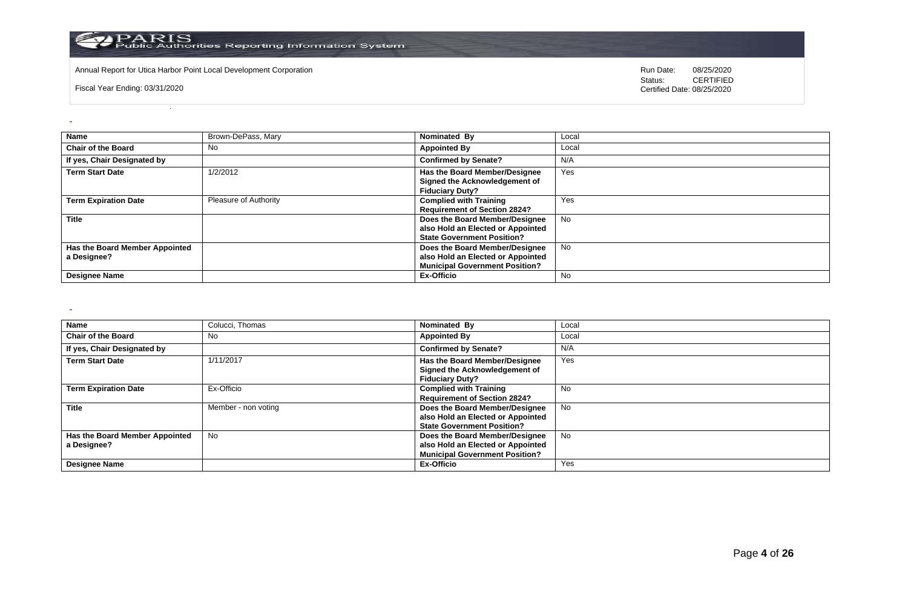| Name | Brown-DePass, Mary | Nominated By | Local |
| --- | --- | --- | --- |
| Chair of the Board | No | Appointed By | Local |
| If yes, Chair Designated by | | Confirmed by Senate? | N/A |
| Term Start Date | 1/2/2012 | Has the Board Member/Designee Signed the Acknowledgement of Fiduciary Duty? | Yes |
| Term Expiration Date | Pleasure of Authority | Complied with Training Requirement of Section 2824? | Yes |
| Title | | Does the Board Member/Designee also Hold an Elected or Appointed State Government Position? | No |
| Has the Board Member Appointed a Designee? | | Does the Board Member/Designee also Hold an Elected or Appointed Municipal Government Position? | No |
| Designee Name | | Ex-Officio | No |

| Name | Colucci, Thomas | Nominated By | Local |
| --- | --- | --- | --- |
| Chair of the Board | No | Appointed By | Local |
| If yes, Chair Designated by | | Confirmed by Senate? | N/A |
| Term Start Date | 1/11/2017 | Has the Board Member/Designee Signed the Acknowledgement of Fiduciary Duty? | Yes |
| Term Expiration Date | Ex-Officio | Complied with Training Requirement of Section 2824? | No |
| Title | Member - non voting | Does the Board Member/Designee also Hold an Elected or Appointed State Government Position? | No |
| Has the Board Member Appointed a Designee? | No | Does the Board Member/Designee also Hold an Elected or Appointed Municipal Government Position? | No |
| Designee Name | | Ex-Officio | Yes |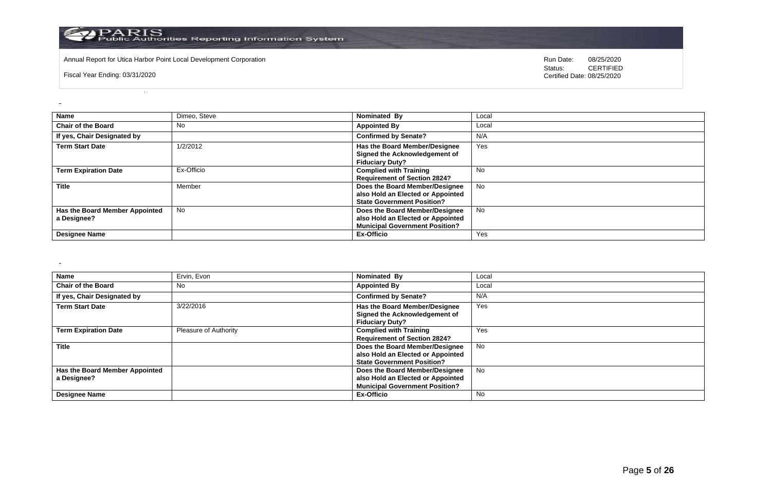| Name | Dimeo, Steve | Nominated By | Local |
|---|---|---|---|
| Chair of the Board | No | Appointed By | Local |
| If yes, Chair Designated by | | Confirmed by Senate? | N/A |
| Term Start Date | 1/2/2012 | Has the Board Member/Designee Signed the Acknowledgement of Fiduciary Duty? | Yes |
| Term Expiration Date | Ex-Officio | Complied with Training Requirement of Section 2824? | No |
| Title | Member | Does the Board Member/Designee also Hold an Elected or Appointed State Government Position? | No |
| Has the Board Member Appointed a Designee? | No | Does the Board Member/Designee also Hold an Elected or Appointed Municipal Government Position? | No |
| Designee Name | | Ex-Officio | Yes |

| Name | Ervin, Evon | Nominated By | Local |
|---|---|---|---|
| Chair of the Board | No | Appointed By | Local |
| If yes, Chair Designated by | | Confirmed by Senate? | N/A |
| Term Start Date | 3/22/2016 | Has the Board Member/Designee Signed the Acknowledgement of Fiduciary Duty? | Yes |
| Term Expiration Date | Pleasure of Authority | Complied with Training Requirement of Section 2824? | Yes |
| Title | | Does the Board Member/Designee also Hold an Elected or Appointed State Government Position? | No |
| Has the Board Member Appointed a Designee? | | Does the Board Member/Designee also Hold an Elected or Appointed Municipal Government Position? | No |
| Designee Name | | Ex-Officio | No |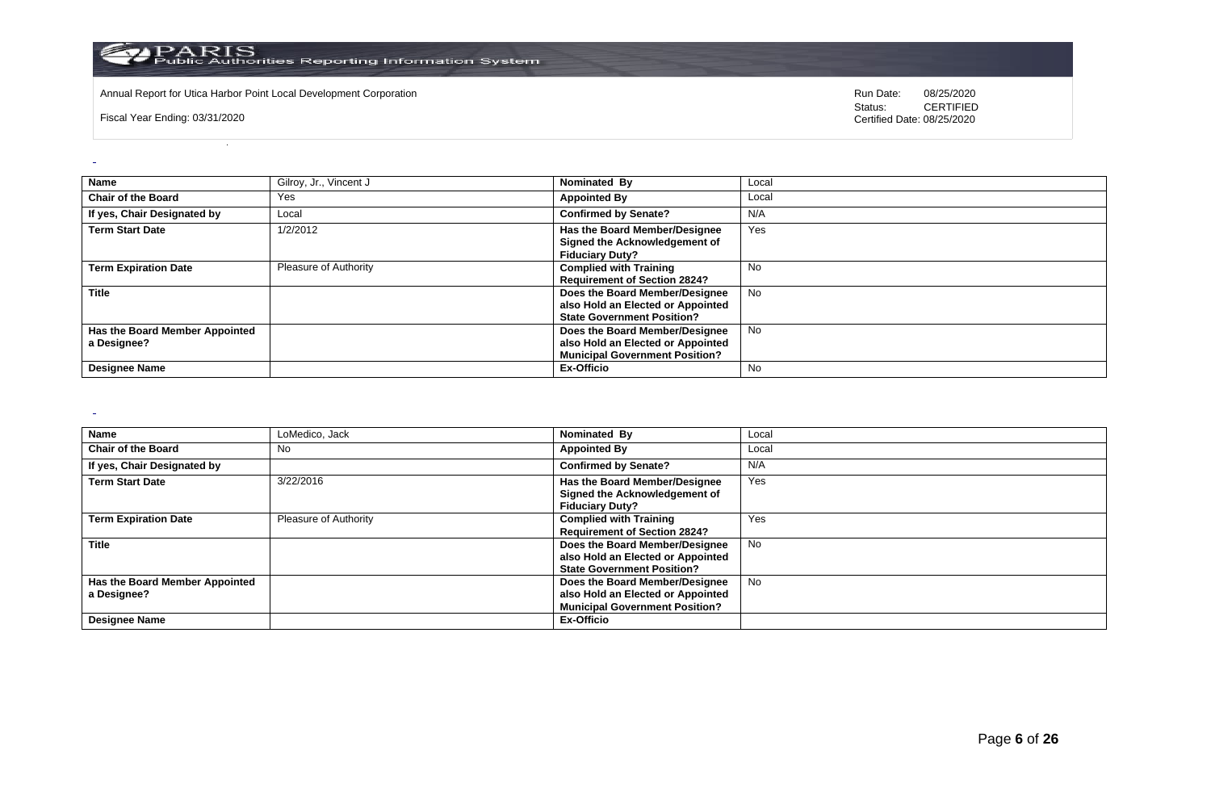| Name | Gilroy, Jr., Vincent J | Nominated By | Local |
|---|---|---|---|
| Chair of the Board | Yes | Appointed By | Local |
| If yes, Chair Designated by | Local | Confirmed by Senate? | N/A |
| Term Start Date | 1/2/2012 | Has the Board Member/Designee Signed the Acknowledgement of Fiduciary Duty? | Yes |
| Term Expiration Date | Pleasure of Authority | Complied with Training Requirement of Section 2824? | No |
| Title | | Does the Board Member/Designee also Hold an Elected or Appointed State Government Position? | No |
| Has the Board Member Appointed a Designee? | | Does the Board Member/Designee also Hold an Elected or Appointed Municipal Government Position? | No |
| Designee Name | | Ex-Officio | No |

| Name | LoMedico, Jack | Nominated By | Local |
|---|---|---|---|
| Chair of the Board | No | Appointed By | Local |
| If yes, Chair Designated by | | Confirmed by Senate? | N/A |
| Term Start Date | 3/22/2016 | Has the Board Member/Designee Signed the Acknowledgement of Fiduciary Duty? | Yes |
| Term Expiration Date | Pleasure of Authority | Complied with Training Requirement of Section 2824? | Yes |
| Title | | Does the Board Member/Designee also Hold an Elected or Appointed State Government Position? | No |
| Has the Board Member Appointed a Designee? | | Does the Board Member/Designee also Hold an Elected or Appointed Municipal Government Position? | No |
| Designee Name | | Ex-Officio | |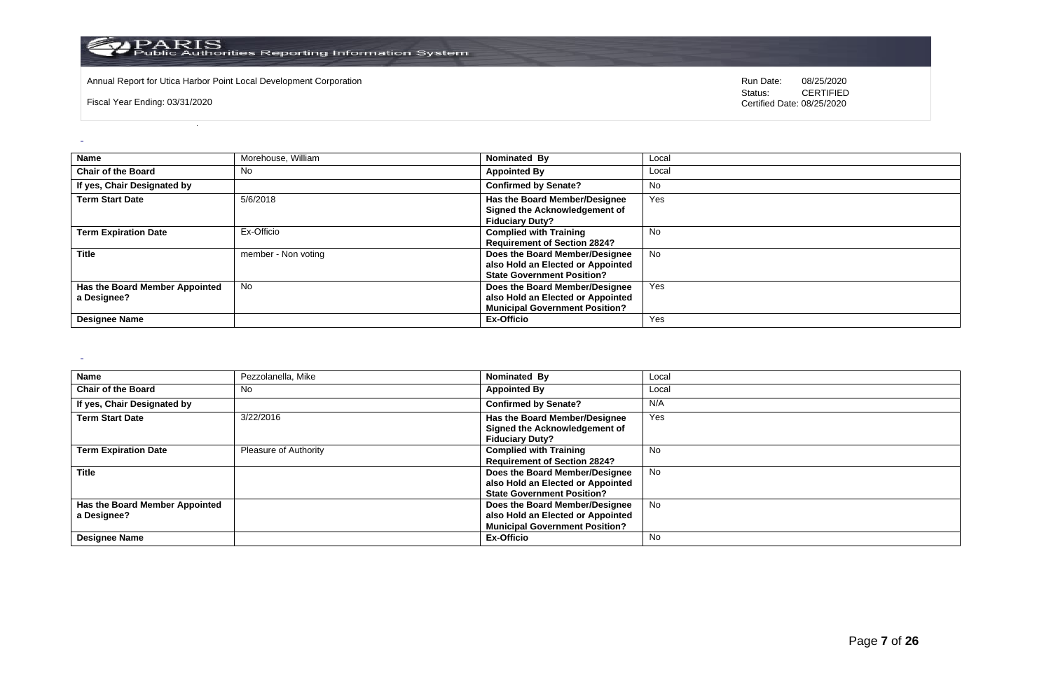Annual Report for Utica Harbor Point Local Development Corporation

Fiscal Year Ending: 03/31/2020

Run Date: 08/25/2020
Status: CERTIFIED
Certified Date: 08/25/2020

| Name | Morehouse, William | Nominated By | Local |
|---|---|---|---|
| Chair of the Board | No | Appointed By | Local |
| If yes, Chair Designated by | | Confirmed by Senate? | No |
| Term Start Date | 5/6/2018 | Has the Board Member/Designee Signed the Acknowledgement of Fiduciary Duty? | Yes |
| Term Expiration Date | Ex-Officio | Complied with Training Requirement of Section 2824? | No |
| Title | member - Non voting | Does the Board Member/Designee also Hold an Elected or Appointed State Government Position? | No |
| Has the Board Member Appointed a Designee? | No | Does the Board Member/Designee also Hold an Elected or Appointed Municipal Government Position? | Yes |
| Designee Name | | Ex-Officio | Yes |

| Name | Pezzolanella, Mike | Nominated By | Local |
|---|---|---|---|
| Chair of the Board | No | Appointed By | Local |
| If yes, Chair Designated by | | Confirmed by Senate? | N/A |
| Term Start Date | 3/22/2016 | Has the Board Member/Designee Signed the Acknowledgement of Fiduciary Duty? | Yes |
| Term Expiration Date | Pleasure of Authority | Complied with Training Requirement of Section 2824? | No |
| Title | | Does the Board Member/Designee also Hold an Elected or Appointed State Government Position? | No |
| Has the Board Member Appointed a Designee? | | Does the Board Member/Designee also Hold an Elected or Appointed Municipal Government Position? | No |
| Designee Name | | Ex-Officio | No |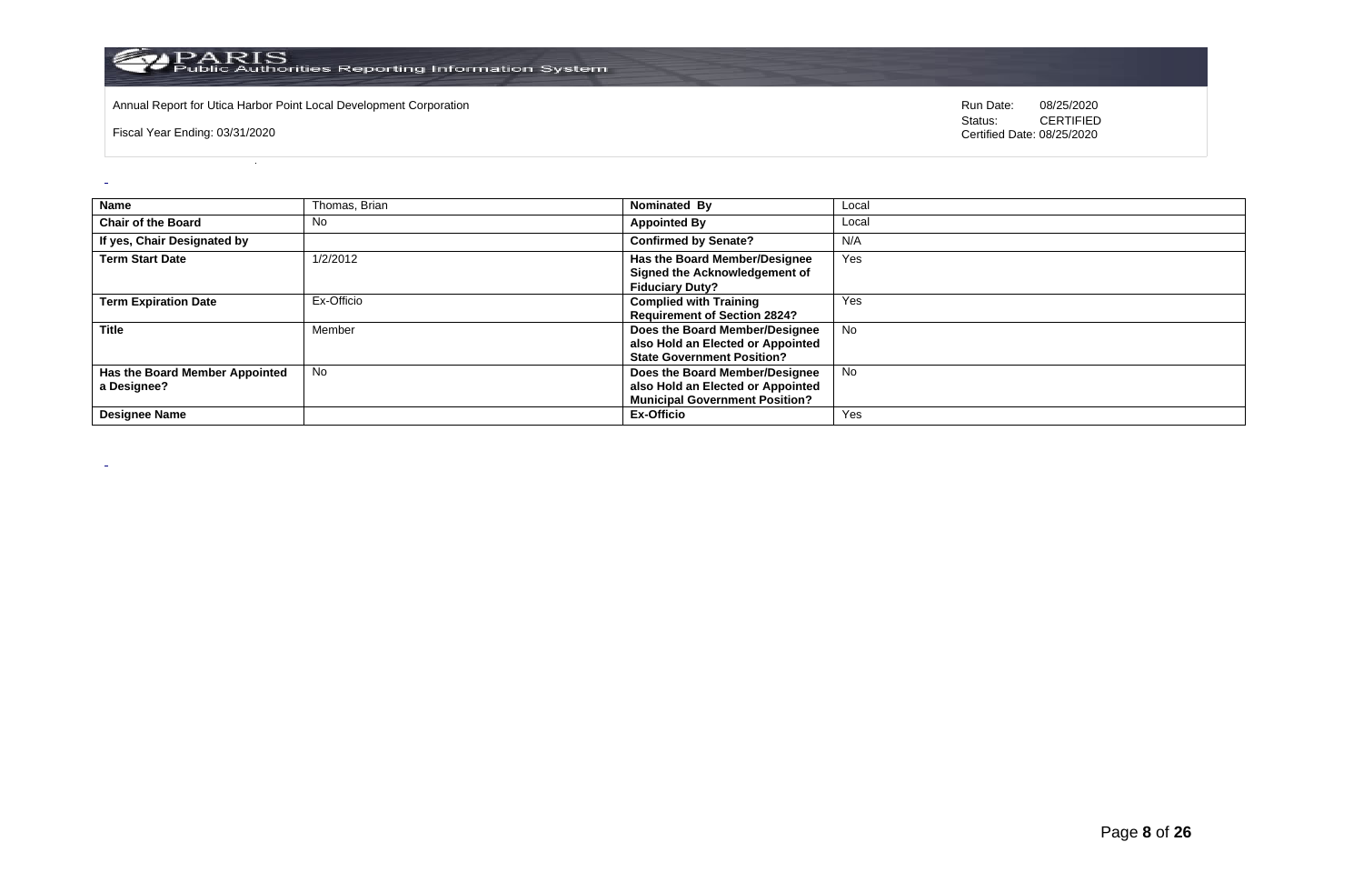Annual Report for Utica Harbor Point Local Development Corporation

Fiscal Year Ending: 03/31/2020

Run Date: 08/25/2020
Status: CERTIFIED
Certified Date: 08/25/2020

| Name | Thomas, Brian | Nominated By | Local |
|---|---|---|---|
| Chair of the Board | No | Appointed By | Local |
| If yes, Chair Designated by | | Confirmed by Senate? | N/A |
| Term Start Date | 1/2/2012 | Has the Board Member/Designee Signed the Acknowledgement of Fiduciary Duty? | Yes |
| Term Expiration Date | Ex-Officio | Complied with Training Requirement of Section 2824? | Yes |
| Title | Member | Does the Board Member/Designee also Hold an Elected or Appointed State Government Position? | No |
| Has the Board Member Appointed a Designee? | No | Does the Board Member/Designee also Hold an Elected or Appointed Municipal Government Position? | No |
| Designee Name | | Ex-Officio | Yes |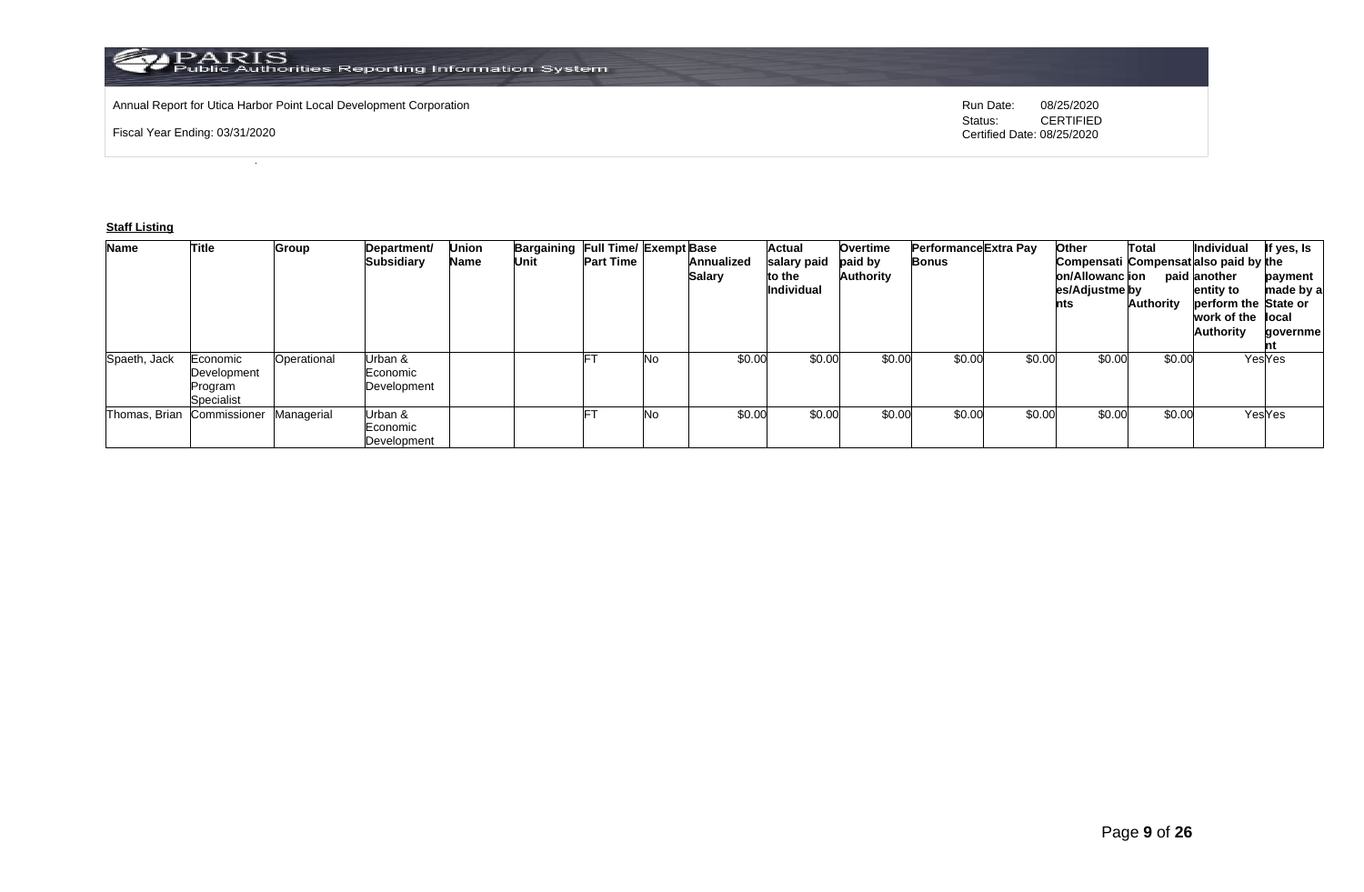Annual Report for Utica Harbor Point Local Development Corporation

Fiscal Year Ending: 03/31/2020

Run Date: 08/25/2020
Status: CERTIFIED
Certified Date: 08/25/2020

**Staff Listing**

| Name | Title | Group | Department/ Subsidiary | Union Name | Bargaining Unit | Full Time/ Part Time | Exempt | Base Annualized Salary | Actual salary paid to the Individual | Overtime paid by Authority | Performance Bonus | Extra Pay | Other Compensation/Allowances/Adjustments | Total Compensation paid by Authority | Individual also paid by another entity to perform the work of the Authority | If yes, Is the payment made by a State or local government |
|---|---|---|---|---|---|---|---|---|---|---|---|---|---|---|---|---|
| Spaeth, Jack | Economic Development Program Specialist | Operational | Urban & Economic Development | | | FT | No | $0.00 | $0.00 | $0.00 | $0.00 | $0.00 | $0.00 | $0.00 | Yes | Yes |
| Thomas, Brian | Commissioner | Managerial | Urban & Economic Development | | | FT | No | $0.00 | $0.00 | $0.00 | $0.00 | $0.00 | $0.00 | $0.00 | Yes | Yes |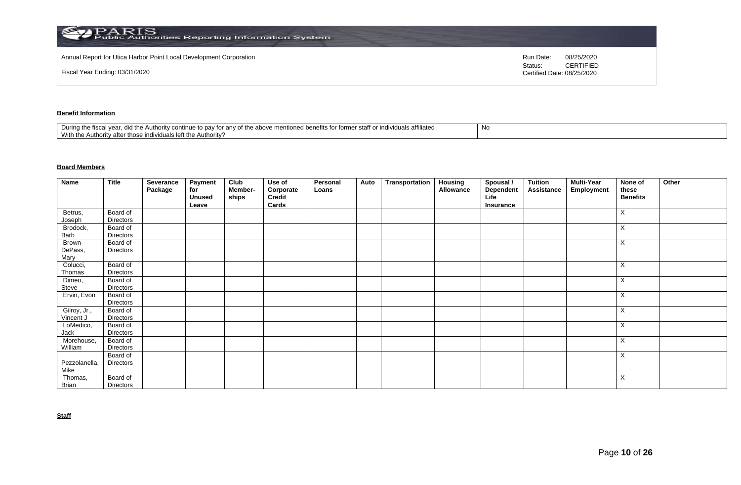Annual Report for Utica Harbor Point Local Development Corporation

Fiscal Year Ending: 03/31/2020

Run Date: 08/25/2020
Status: CERTIFIED
Certified Date: 08/25/2020

**Benefit Information**

| During the fiscal year, did the Authority continue to pay for any of the above mentioned benefits for former staff or individuals affiliated With the Authority after those individuals left the Authority? | No |
|---|---|

**Board Members**

| Name | Title | Severance Package | Payment for Unused Leave | Club Member-ships | Use of Corporate Credit Cards | Personal Loans | Auto | Transportation | Housing Allowance | Spousal / Dependent Life Insurance | Tuition Assistance | Multi-Year Employment | None of these Benefits | Other |
|---|---|---|---|---|---|---|---|---|---|---|---|---|---|---|
| Betrus, Joseph | Board of Directors | | | | | | | | | | | | X | |
| Brodock, Barb | Board of Directors | | | | | | | | | | | | X | |
| Brown-DePass, Mary | Board of Directors | | | | | | | | | | | | X | |
| Colucci, Thomas | Board of Directors | | | | | | | | | | | | X | |
| Dimeo, Steve | Board of Directors | | | | | | | | | | | | X | |
| Ervin, Evon | Board of Directors | | | | | | | | | | | | X | |
| Gilroy, Jr., Vincent J | Board of Directors | | | | | | | | | | | | X | |
| LoMedico, Jack | Board of Directors | | | | | | | | | | | | X | |
| Morehouse, William | Board of Directors | | | | | | | | | | | | X | |
| Pezzolanella, Mike | Board of Directors | | | | | | | | | | | | X | |
| Thomas, Brian | Board of Directors | | | | | | | | | | | | X | |

**Staff**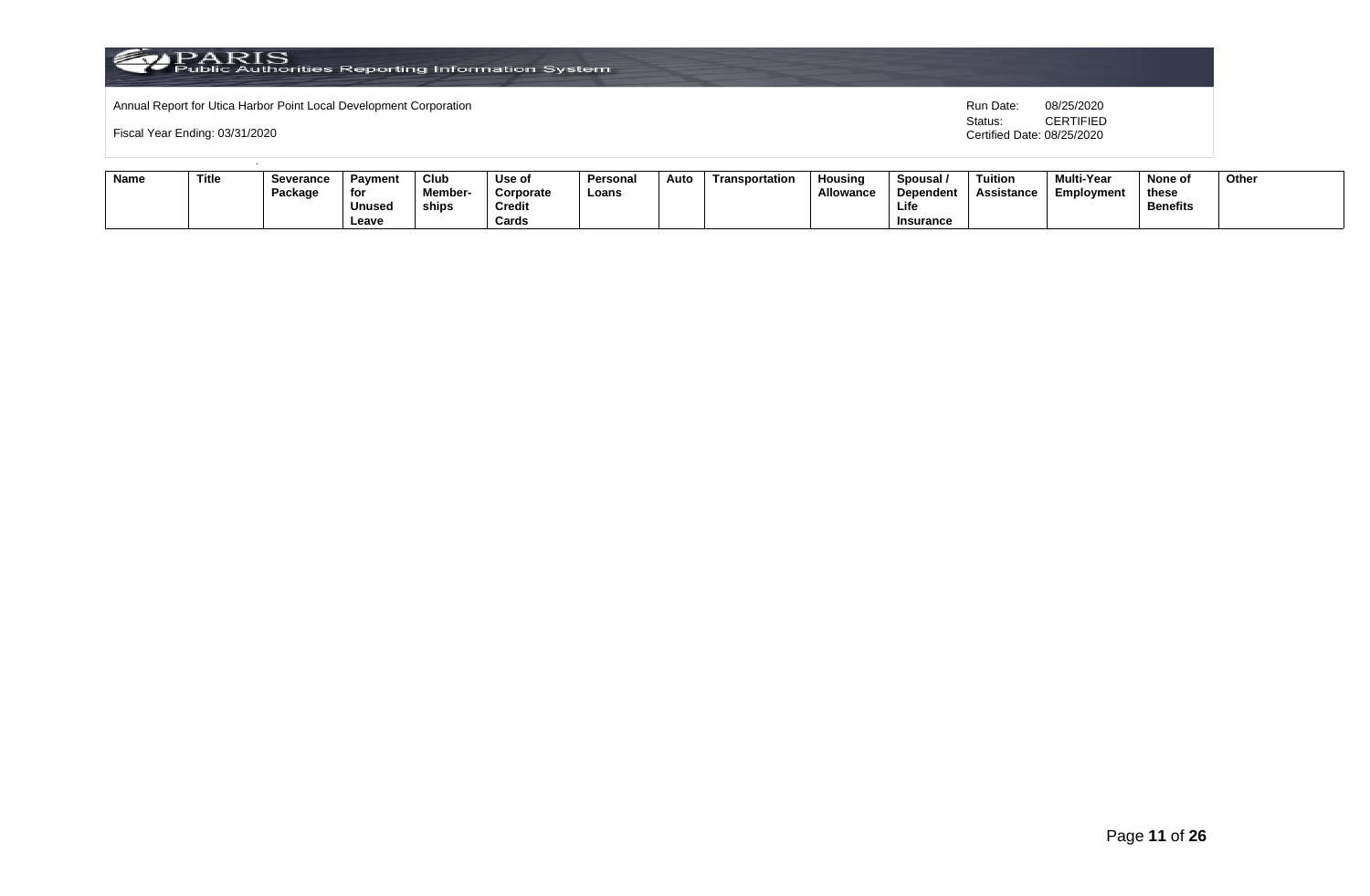Annual Report for Utica Harbor Point Local Development Corporation

Fiscal Year Ending: 03/31/2020

Run Date: 08/25/2020
Status: CERTIFIED
Certified Date: 08/25/2020

| Name | Title | Severance Package | Payment for Unused Leave | Club Member-ships | Use of Corporate Credit Cards | Personal Loans | Auto | Transportation | Housing Allowance | Spousal / Dependent Life Insurance | Tuition Assistance | Multi-Year Employment | None of these Benefits | Other |
|---|---|---|---|---|---|---|---|---|---|---|---|---|---|---|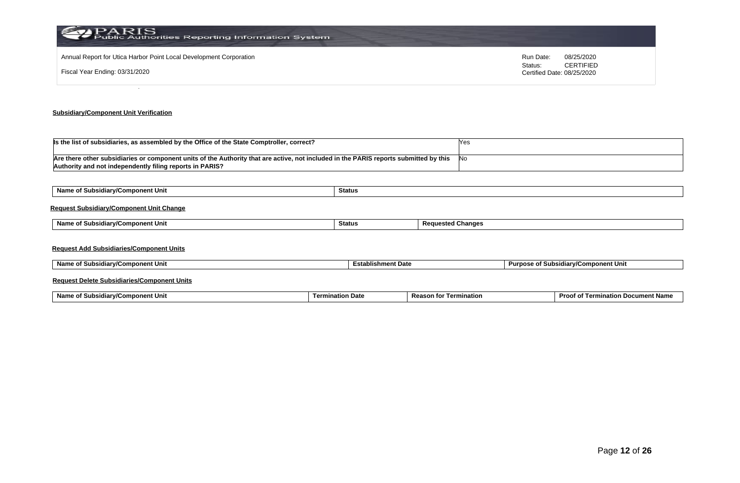Annual Report for Utica Harbor Point Local Development Corporation

Fiscal Year Ending: 03/31/2020

Run Date: 08/25/2020
Status: CERTIFIED
Certified Date: 08/25/2020

**Subsidiary/Component Unit Verification**

| | |
|---|---|
| **Is the list of subsidiaries, as assembled by the Office of the State Comptroller, correct?** | Yes |
| **Are there other subsidiaries or component units of the Authority that are active, not included in the PARIS reports submitted by this Authority and not independently filing reports in PARIS?** | No |

| Name of Subsidiary/Component Unit | Status |
|---|---|

**Request Subsidiary/Component Unit Change**

| Name of Subsidiary/Component Unit | Status | Requested Changes |
|---|---|---|

**Request Add Subsidiaries/Component Units**

| Name of Subsidiary/Component Unit | Establishment Date | Purpose of Subsidiary/Component Unit |
|---|---|---|

**Request Delete Subsidiaries/Component Units**

| Name of Subsidiary/Component Unit | Termination Date | Reason for Termination | Proof of Termination Document Name |
|---|---|---|---|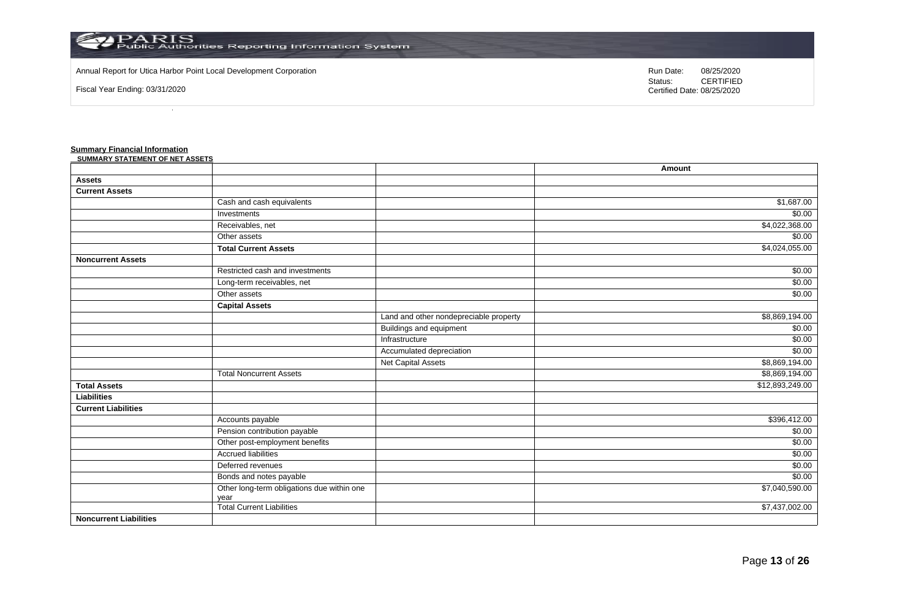Annual Report for Utica Harbor Point Local Development Corporation

Fiscal Year Ending: 03/31/2020

Run Date: 08/25/2020
Status: CERTIFIED
Certified Date: 08/25/2020

**Summary Financial Information**

**SUMMARY STATEMENT OF NET ASSETS**

| | | | Amount |
|---|---|---|---|
| **Assets** | | | |
| **Current Assets** | | | |
| | Cash and cash equivalents | | $1,687.00 |
| | Investments | | $0.00 |
| | Receivables, net | | $4,022,368.00 |
| | Other assets | | $0.00 |
| | **Total Current Assets** | | $4,024,055.00 |
| **Noncurrent Assets** | | | |
| | Restricted cash and investments | | $0.00 |
| | Long-term receivables, net | | $0.00 |
| | Other assets | | $0.00 |
| | **Capital Assets** | | |
| | | Land and other nondepreciable property | $8,869,194.00 |
| | | Buildings and equipment | $0.00 |
| | | Infrastructure | $0.00 |
| | | Accumulated depreciation | $0.00 |
| | | Net Capital Assets | $8,869,194.00 |
| | Total Noncurrent Assets | | $8,869,194.00 |
| **Total Assets** | | | $12,893,249.00 |
| **Liabilities** | | | |
| **Current Liabilities** | | | |
| | Accounts payable | | $396,412.00 |
| | Pension contribution payable | | $0.00 |
| | Other post-employment benefits | | $0.00 |
| | Accrued liabilities | | $0.00 |
| | Deferred revenues | | $0.00 |
| | Bonds and notes payable | | $0.00 |
| | Other long-term obligations due within one year | | $7,040,590.00 |
| | Total Current Liabilities | | $7,437,002.00 |
| **Noncurrent Liabilities** | | | |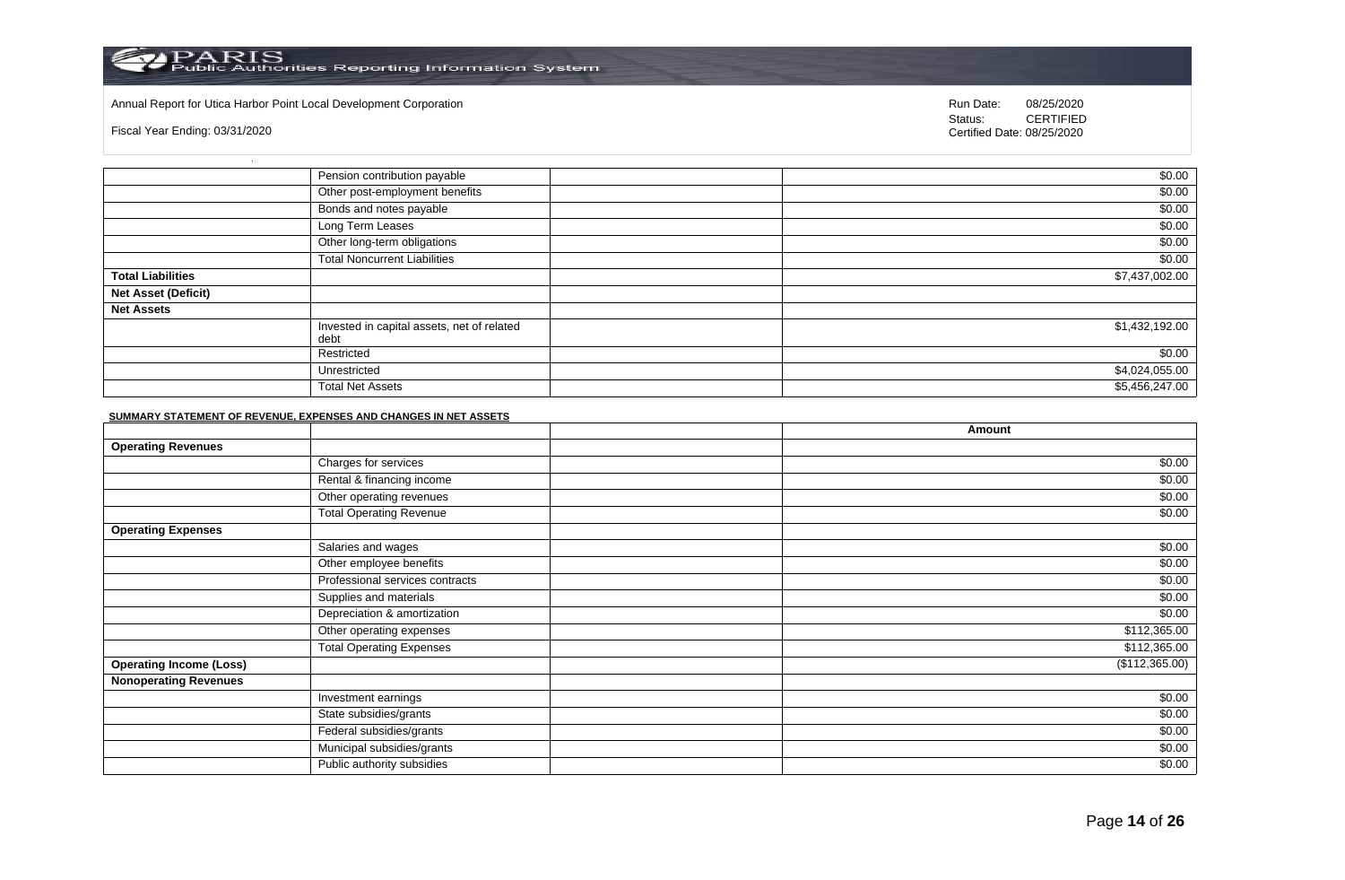Annual Report for Utica Harbor Point Local Development Corporation

Fiscal Year Ending: 03/31/2020

Run Date: 08/25/2020
Status: CERTIFIED
Certified Date: 08/25/2020

| | | | |
|---|---|---|---|
| | Pension contribution payable | | $0.00 |
| | Other post-employment benefits | | $0.00 |
| | Bonds and notes payable | | $0.00 |
| | Long Term Leases | | $0.00 |
| | Other long-term obligations | | $0.00 |
| | Total Noncurrent Liabilities | | $0.00 |
| **Total Liabilities** | | | $7,437,002.00 |
| **Net Asset (Deficit)** | | | |
| **Net Assets** | | | |
| | Invested in capital assets, net of related debt | | $1,432,192.00 |
| | Restricted | | $0.00 |
| | Unrestricted | | $4,024,055.00 |
| | Total Net Assets | | $5,456,247.00 |

**SUMMARY STATEMENT OF REVENUE, EXPENSES AND CHANGES IN NET ASSETS**

| | | | Amount |
|---|---|---|---|
| **Operating Revenues** | | | |
| | Charges for services | | $0.00 |
| | Rental & financing income | | $0.00 |
| | Other operating revenues | | $0.00 |
| | Total Operating Revenue | | $0.00 |
| **Operating Expenses** | | | |
| | Salaries and wages | | $0.00 |
| | Other employee benefits | | $0.00 |
| | Professional services contracts | | $0.00 |
| | Supplies and materials | | $0.00 |
| | Depreciation & amortization | | $0.00 |
| | Other operating expenses | | $112,365.00 |
| | Total Operating Expenses | | $112,365.00 |
| **Operating Income (Loss)** | | | ($112,365.00) |
| **Nonoperating Revenues** | | | |
| | Investment earnings | | $0.00 |
| | State subsidies/grants | | $0.00 |
| | Federal subsidies/grants | | $0.00 |
| | Municipal subsidies/grants | | $0.00 |
| | Public authority subsidies | | $0.00 |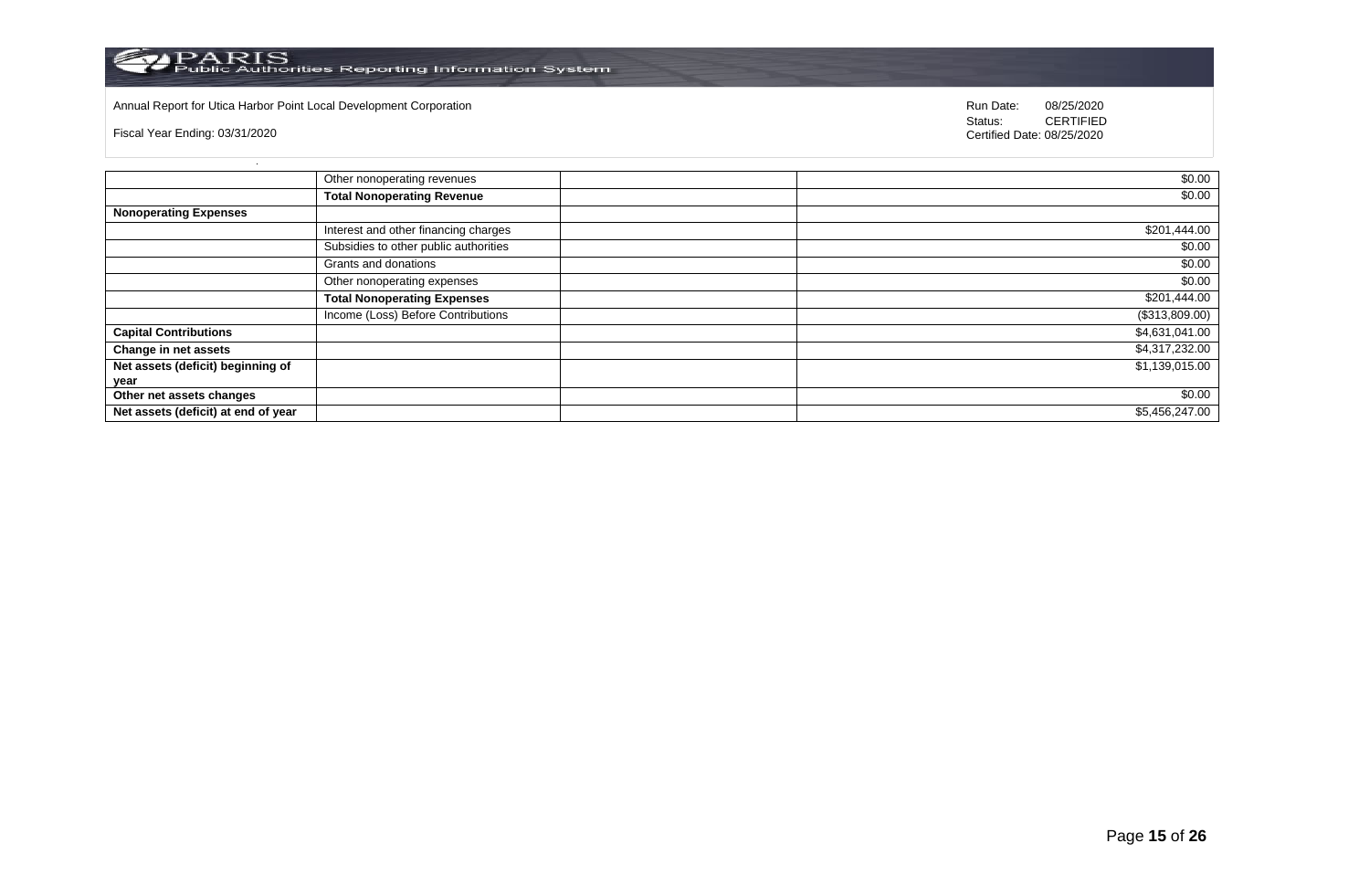Annual Report for Utica Harbor Point Local Development Corporation

Fiscal Year Ending: 03/31/2020

Run Date: 08/25/2020
Status: CERTIFIED
Certified Date: 08/25/2020

| | | | |
|---|---|---|---|
| | Other nonoperating revenues | | $0.00 |
| | **Total Nonoperating Revenue** | | $0.00 |
| **Nonoperating Expenses** | | | |
| | Interest and other financing charges | | $201,444.00 |
| | Subsidies to other public authorities | | $0.00 |
| | Grants and donations | | $0.00 |
| | Other nonoperating expenses | | $0.00 |
| | **Total Nonoperating Expenses** | | $201,444.00 |
| | Income (Loss) Before Contributions | | ($313,809.00) |
| **Capital Contributions** | | | $4,631,041.00 |
| **Change in net assets** | | | $4,317,232.00 |
| **Net assets (deficit) beginning of year** | | | $1,139,015.00 |
| **Other net assets changes** | | | $0.00 |
| **Net assets (deficit) at end of year** | | | $5,456,247.00 |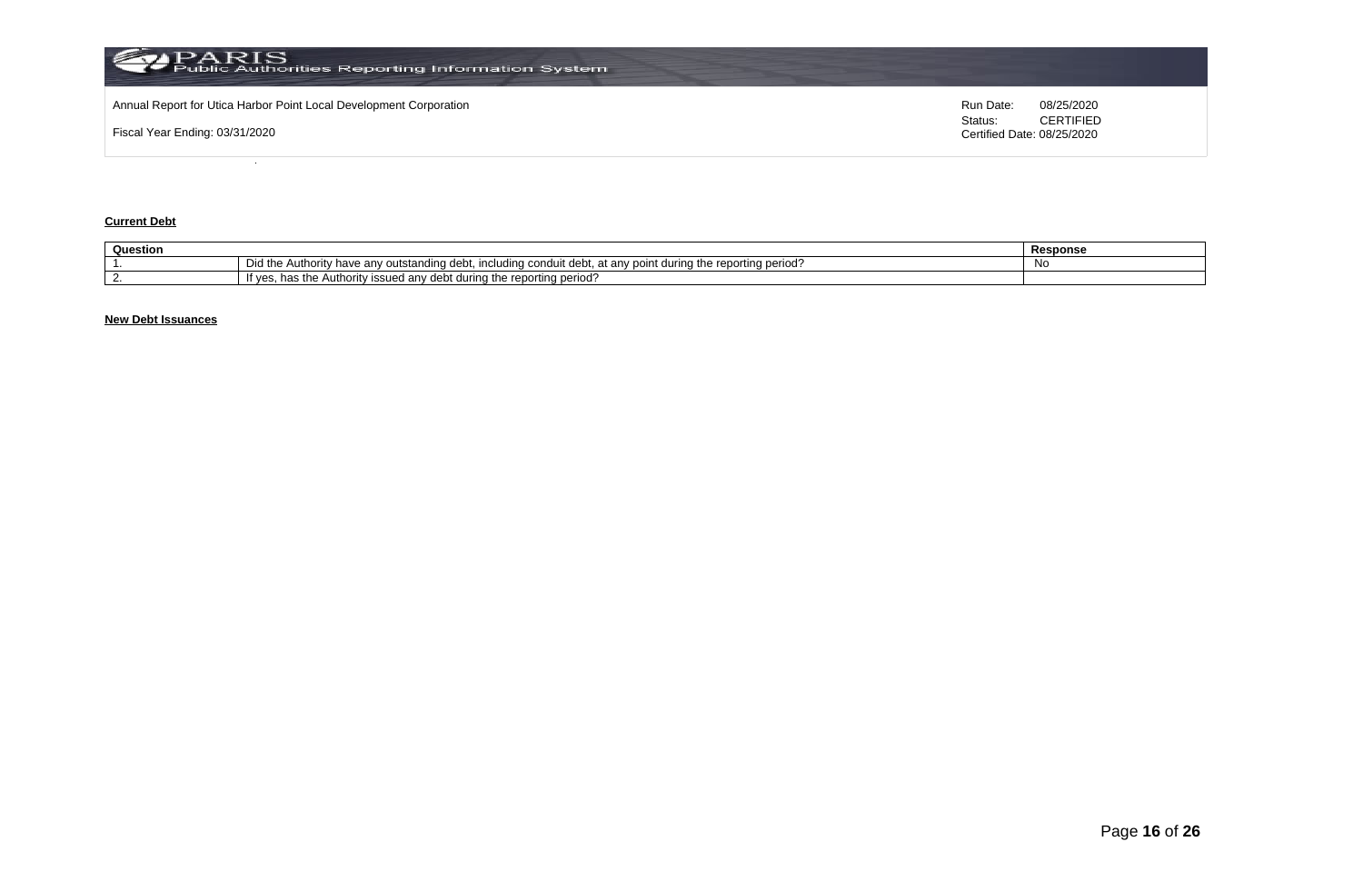Annual Report for Utica Harbor Point Local Development Corporation

Fiscal Year Ending: 03/31/2020

Run Date: 08/25/2020
Status: CERTIFIED
Certified Date: 08/25/2020

**Current Debt**

| Question | | Response |
|---|---|---|
| 1. | Did the Authority have any outstanding debt, including conduit debt, at any point during the reporting period? | No |
| 2. | If yes, has the Authority issued any debt during the reporting period? | |

**New Debt Issuances**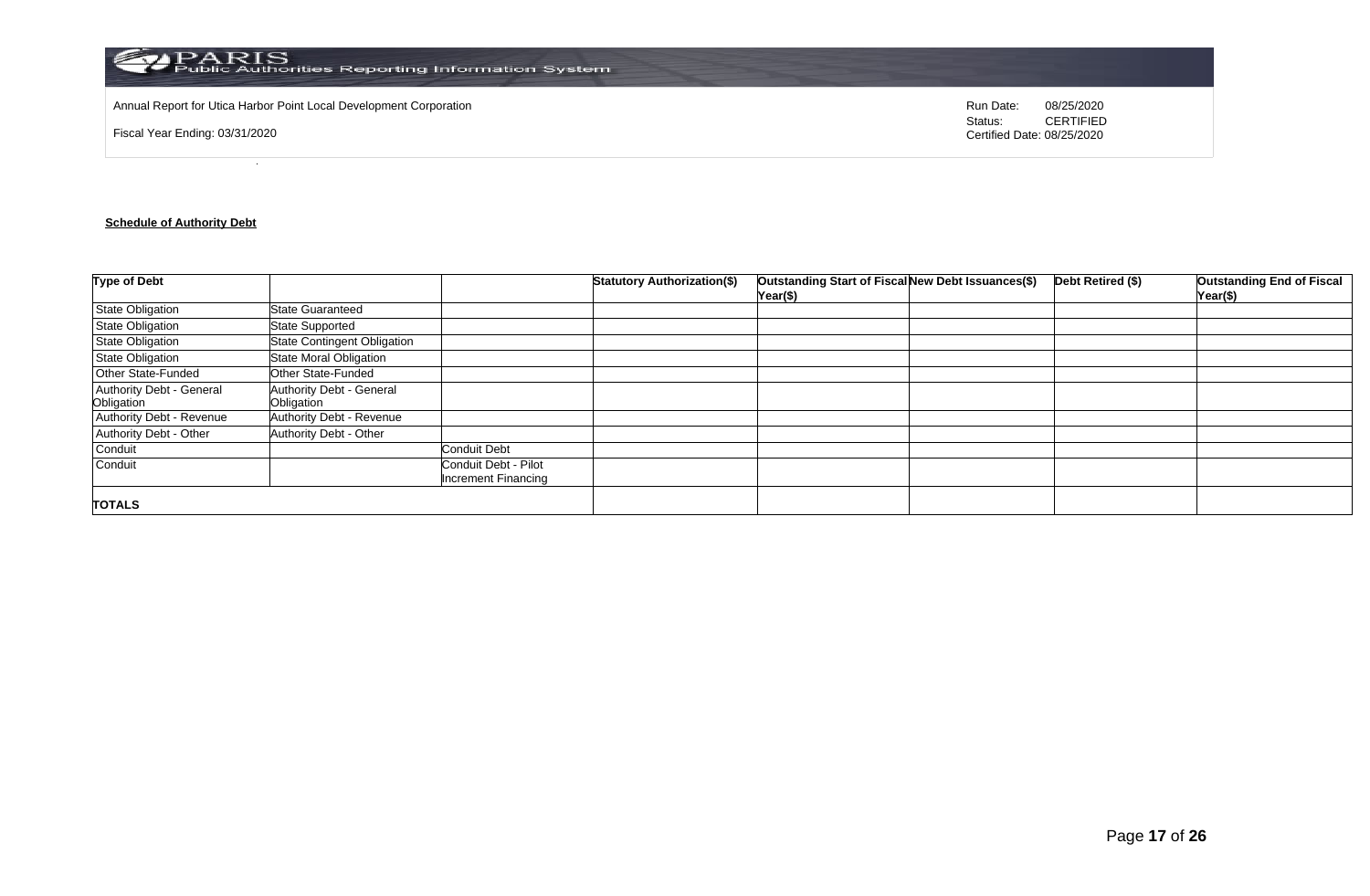Annual Report for Utica Harbor Point Local Development Corporation

Fiscal Year Ending: 03/31/2020

Run Date: 08/25/2020
Status: CERTIFIED
Certified Date: 08/25/2020

**Schedule of Authority Debt**

| Type of Debt | | | Statutory Authorization($) | Outstanding Start of Fiscal Year($) | New Debt Issuances($) | Debt Retired ($) | Outstanding End of Fiscal Year($) |
|---|---|---|---|---|---|---|---|
| State Obligation | State Guaranteed | | | | | | |
| State Obligation | State Supported | | | | | | |
| State Obligation | State Contingent Obligation | | | | | | |
| State Obligation | State Moral Obligation | | | | | | |
| Other State-Funded | Other State-Funded | | | | | | |
| Authority Debt - General Obligation | Authority Debt - General Obligation | | | | | | |
| Authority Debt - Revenue | Authority Debt - Revenue | | | | | | |
| Authority Debt - Other | Authority Debt - Other | | | | | | |
| Conduit | | Conduit Debt | | | | | |
| Conduit | | Conduit Debt - Pilot Increment Financing | | | | | |
| **TOTALS** | | | | | | | |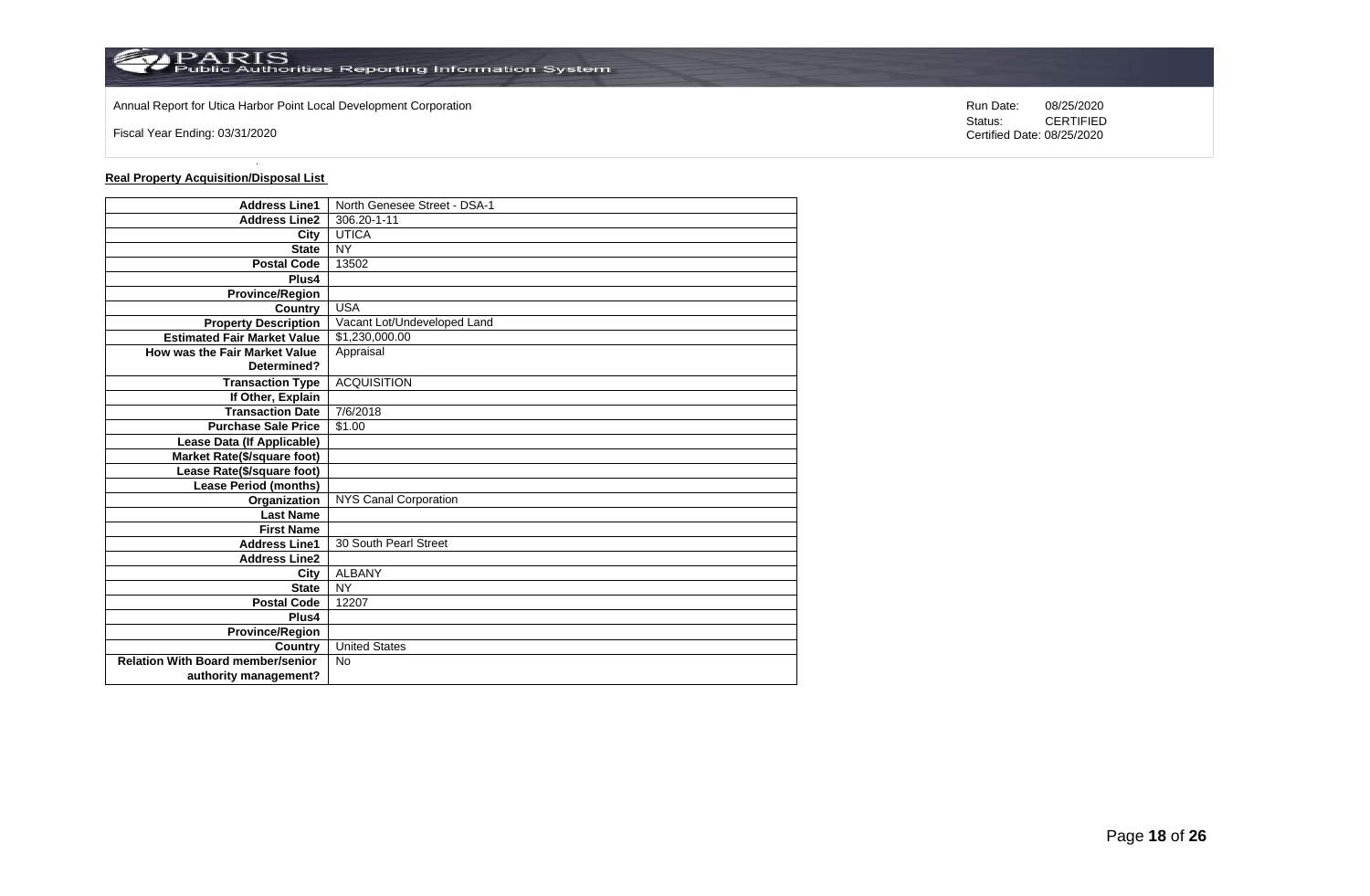Annual Report for Utica Harbor Point Local Development Corporation

Fiscal Year Ending: 03/31/2020

Run Date: 08/25/2020
Status: CERTIFIED
Certified Date: 08/25/2020

**Real Property Acquisition/Disposal List**

| | |
|---|---|
| **Address Line1** | North Genesee Street - DSA-1 |
| **Address Line2** | 306.20-1-11 |
| **City** | UTICA |
| **State** | NY |
| **Postal Code** | 13502 |
| **Plus4** | |
| **Province/Region** | |
| **Country** | USA |
| **Property Description** | Vacant Lot/Undeveloped Land |
| **Estimated Fair Market Value** | $1,230,000.00 |
| **How was the Fair Market Value Determined?** | Appraisal |
| **Transaction Type** | ACQUISITION |
| **If Other, Explain** | |
| **Transaction Date** | 7/6/2018 |
| **Purchase Sale Price** | $1.00 |
| **Lease Data (If Applicable)** | |
| **Market Rate($/square foot)** | |
| **Lease Rate($/square foot)** | |
| **Lease Period (months)** | |
| **Organization** | NYS Canal Corporation |
| **Last Name** | |
| **First Name** | |
| **Address Line1** | 30 South Pearl Street |
| **Address Line2** | |
| **City** | ALBANY |
| **State** | NY |
| **Postal Code** | 12207 |
| **Plus4** | |
| **Province/Region** | |
| **Country** | United States |
| **Relation With Board member/senior authority management?** | No |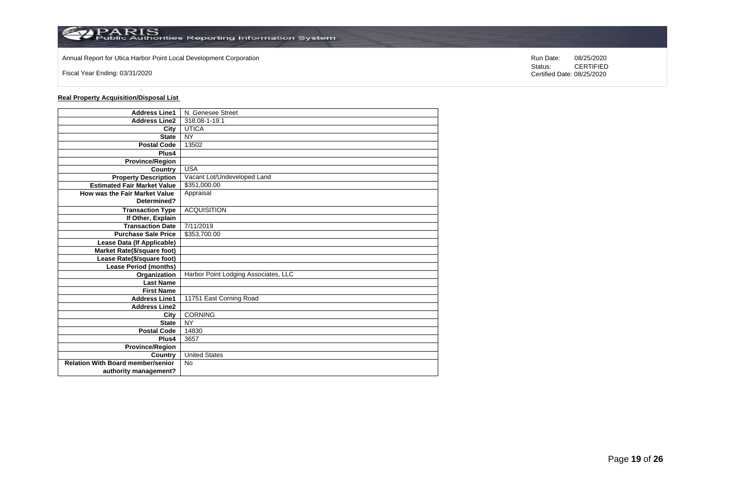Annual Report for Utica Harbor Point Local Development Corporation

Fiscal Year Ending: 03/31/2020

Run Date: 08/25/2020
Status: CERTIFIED
Certified Date: 08/25/2020

**Real Property Acquisition/Disposal List**

| | |
|---|---|
| **Address Line1** | N. Genesee Street |
| **Address Line2** | 318.08-1-19.1 |
| **City** | UTICA |
| **State** | NY |
| **Postal Code** | 13502 |
| **Plus4** | |
| **Province/Region** | |
| **Country** | USA |
| **Property Description** | Vacant Lot/Undeveloped Land |
| **Estimated Fair Market Value** | $351,000.00 |
| **How was the Fair Market Value Determined?** | Appraisal |
| **Transaction Type** | ACQUISITION |
| **If Other, Explain** | |
| **Transaction Date** | 7/11/2019 |
| **Purchase Sale Price** | $353,700.00 |
| **Lease Data (If Applicable)** | |
| **Market Rate($/square foot)** | |
| **Lease Rate($/square foot)** | |
| **Lease Period (months)** | |
| **Organization** | Harbor Point Lodging Associates, LLC |
| **Last Name** | |
| **First Name** | |
| **Address Line1** | 11751 East Corning Road |
| **Address Line2** | |
| **City** | CORNING |
| **State** | NY |
| **Postal Code** | 14830 |
| **Plus4** | 3657 |
| **Province/Region** | |
| **Country** | United States |
| **Relation With Board member/senior authority management?** | No |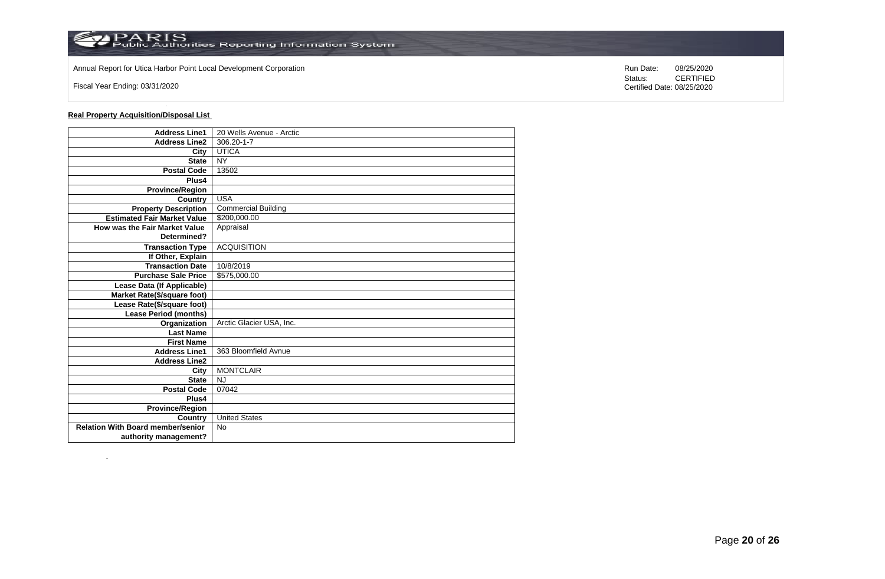Annual Report for Utica Harbor Point Local Development Corporation

Fiscal Year Ending: 03/31/2020

Run Date: 08/25/2020
Status: CERTIFIED
Certified Date: 08/25/2020

**Real Property Acquisition/Disposal List**

| | |
|---|---|
| **Address Line1** | 20 Wells Avenue - Arctic |
| **Address Line2** | 306.20-1-7 |
| **City** | UTICA |
| **State** | NY |
| **Postal Code** | 13502 |
| **Plus4** | |
| **Province/Region** | |
| **Country** | USA |
| **Property Description** | Commercial Building |
| **Estimated Fair Market Value** | $200,000.00 |
| **How was the Fair Market Value Determined?** | Appraisal |
| **Transaction Type** | ACQUISITION |
| **If Other, Explain** | |
| **Transaction Date** | 10/8/2019 |
| **Purchase Sale Price** | $575,000.00 |
| **Lease Data (If Applicable)** | |
| **Market Rate($/square foot)** | |
| **Lease Rate($/square foot)** | |
| **Lease Period (months)** | |
| **Organization** | Arctic Glacier USA, Inc. |
| **Last Name** | |
| **First Name** | |
| **Address Line1** | 363 Bloomfield Avnue |
| **Address Line2** | |
| **City** | MONTCLAIR |
| **State** | NJ |
| **Postal Code** | 07042 |
| **Plus4** | |
| **Province/Region** | |
| **Country** | United States |
| **Relation With Board member/senior authority management?** | No |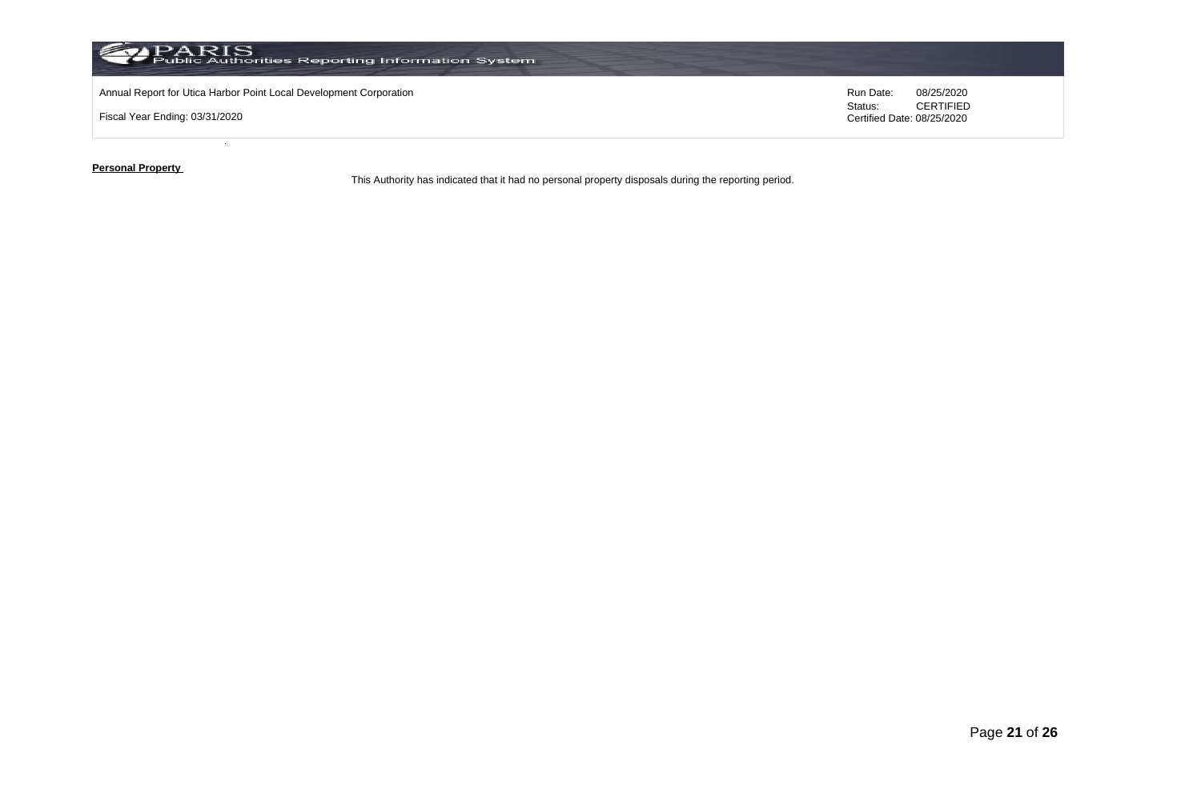**Personal Property**

This Authority has indicated that it had no personal property disposals during the reporting period.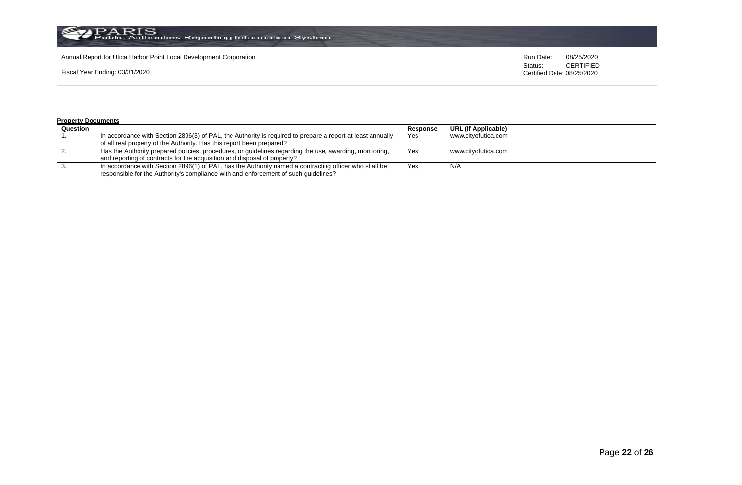Annual Report for Utica Harbor Point Local Development Corporation

Fiscal Year Ending: 03/31/2020

Run Date: 08/25/2020
Status: CERTIFIED
Certified Date: 08/25/2020

**Property Documents**

| Question | | Response | URL (If Applicable) |
|---|---|---|---|
| 1. | In accordance with Section 2896(3) of PAL, the Authority is required to prepare a report at least annually of all real property of the Authority. Has this report been prepared? | Yes | www.cityofutica.com |
| 2. | Has the Authority prepared policies, procedures, or guidelines regarding the use, awarding, monitoring, and reporting of contracts for the acquisition and disposal of property? | Yes | www.cityofutica.com |
| 3. | In accordance with Section 2896(1) of PAL, has the Authority named a contracting officer who shall be responsible for the Authority's compliance with and enforcement of such guidelines? | Yes | N/A |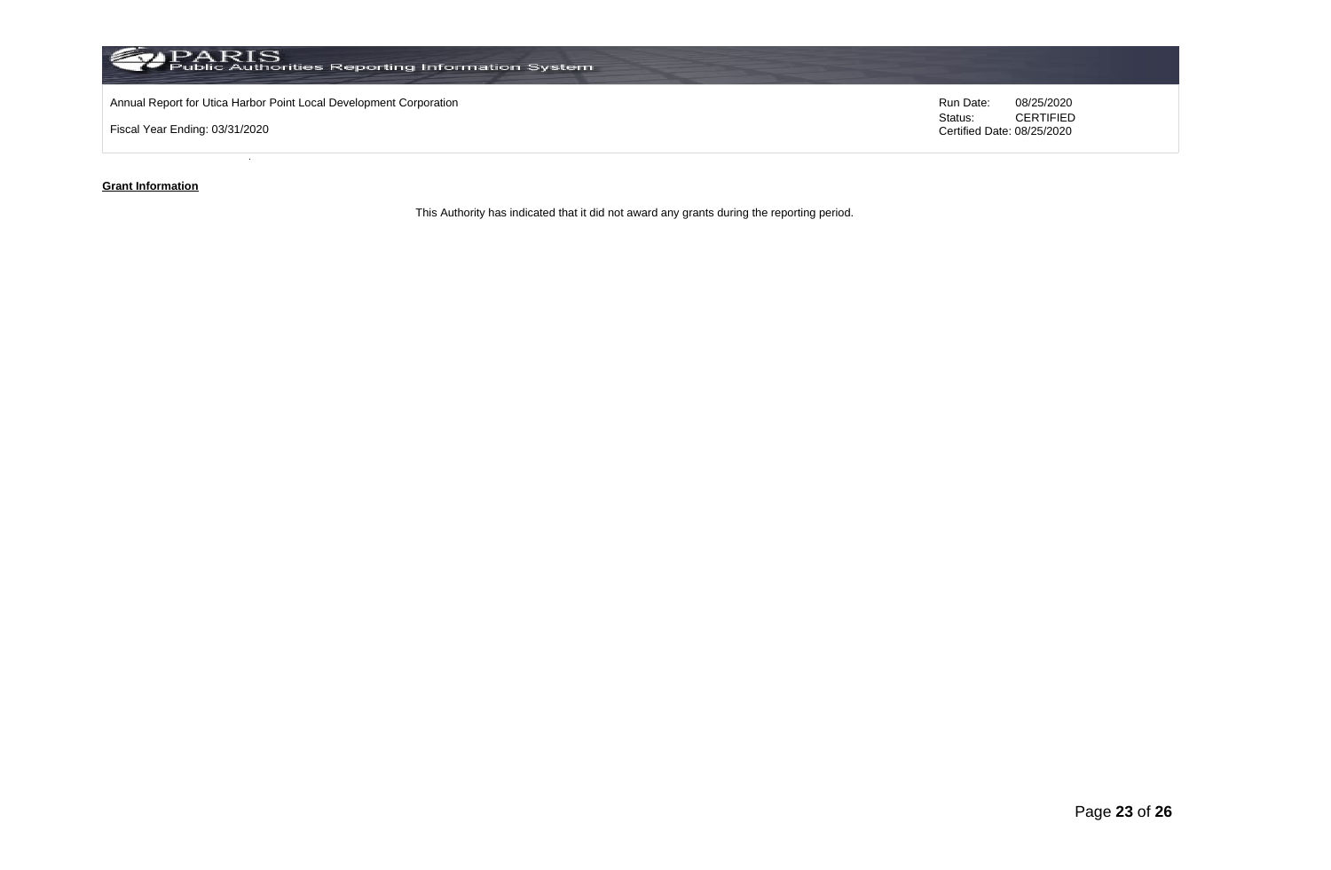**Grant Information**

This Authority has indicated that it did not award any grants during the reporting period.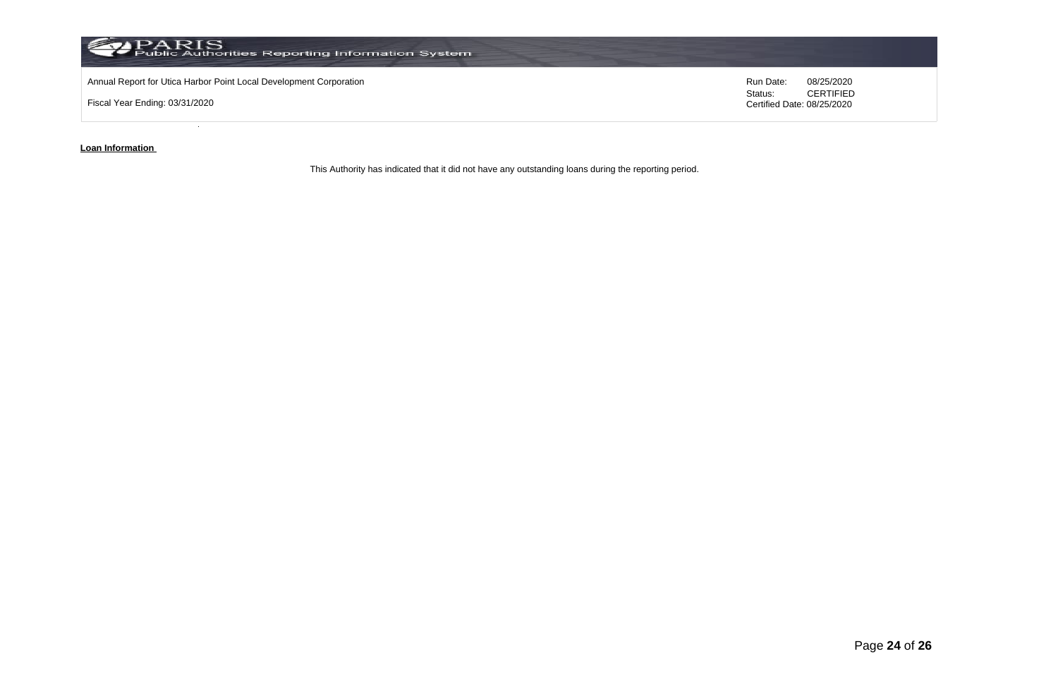Annual Report for Utica Harbor Point Local Development Corporation

Fiscal Year Ending: 03/31/2020

Run Date: 08/25/2020
Status: CERTIFIED
Certified Date: 08/25/2020

**Loan Information**

This Authority has indicated that it did not have any outstanding loans during the reporting period.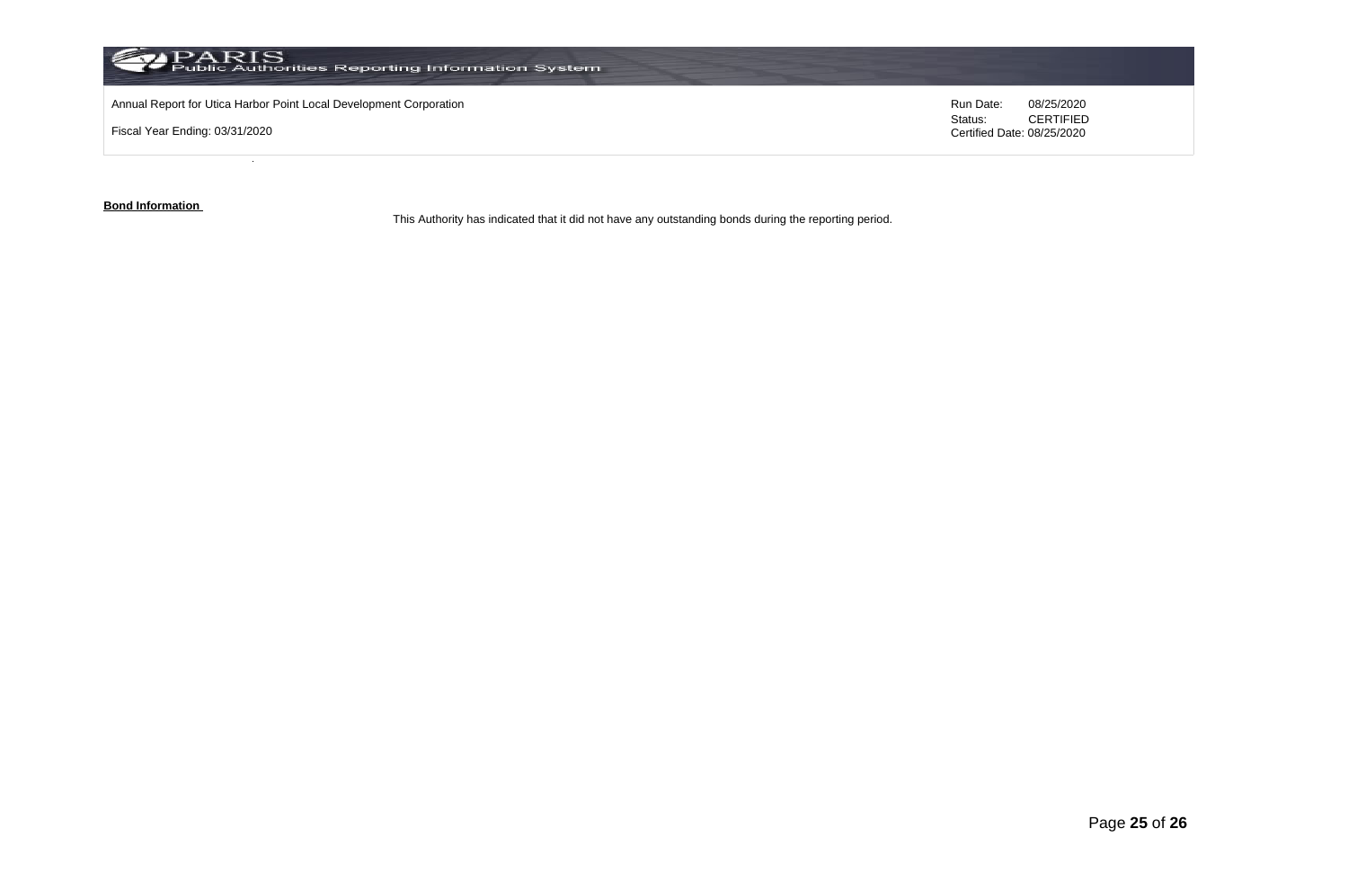**Bond Information**

This Authority has indicated that it did not have any outstanding bonds during the reporting period.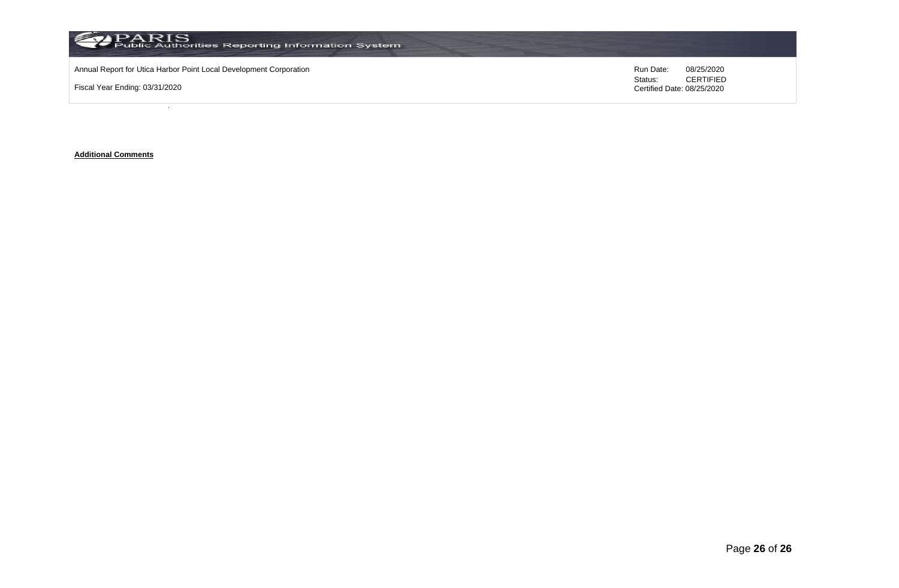**Additional Comments**